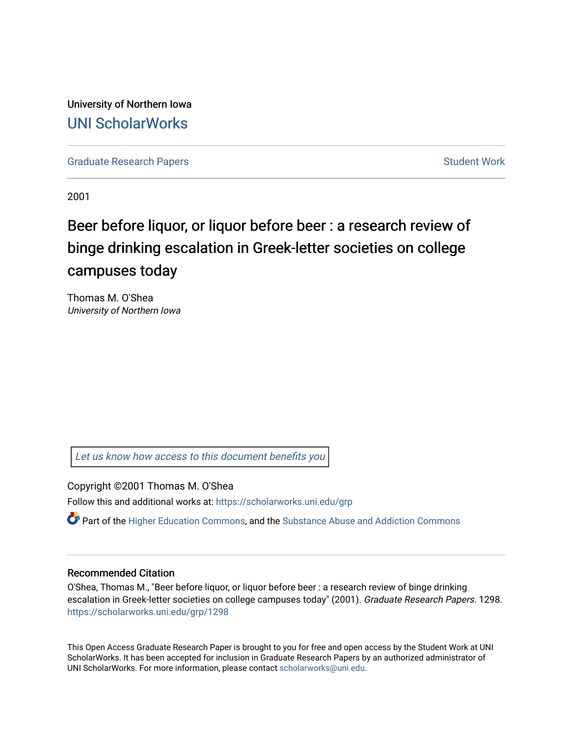University of Northern Iowa

# UNI ScholarWorks

Graduate Research Papers | Student Work

2001

# Beer before liquor, or liquor before beer : a research review of binge drinking escalation in Greek-letter societies on college campuses today

Thomas M. O'Shea
*University of Northern Iowa*

*Let us know how access to this document benefits you*

Copyright ©2001 Thomas M. O'Shea

Follow this and additional works at: https://scholarworks.uni.edu/grp

Part of the Higher Education Commons, and the Substance Abuse and Addiction Commons

## Recommended Citation

O'Shea, Thomas M., "Beer before liquor, or liquor before beer : a research review of binge drinking escalation in Greek-letter societies on college campuses today" (2001). *Graduate Research Papers*. 1298.
https://scholarworks.uni.edu/grp/1298

This Open Access Graduate Research Paper is brought to you for free and open access by the Student Work at UNI ScholarWorks. It has been accepted for inclusion in Graduate Research Papers by an authorized administrator of UNI ScholarWorks. For more information, please contact scholarworks@uni.edu.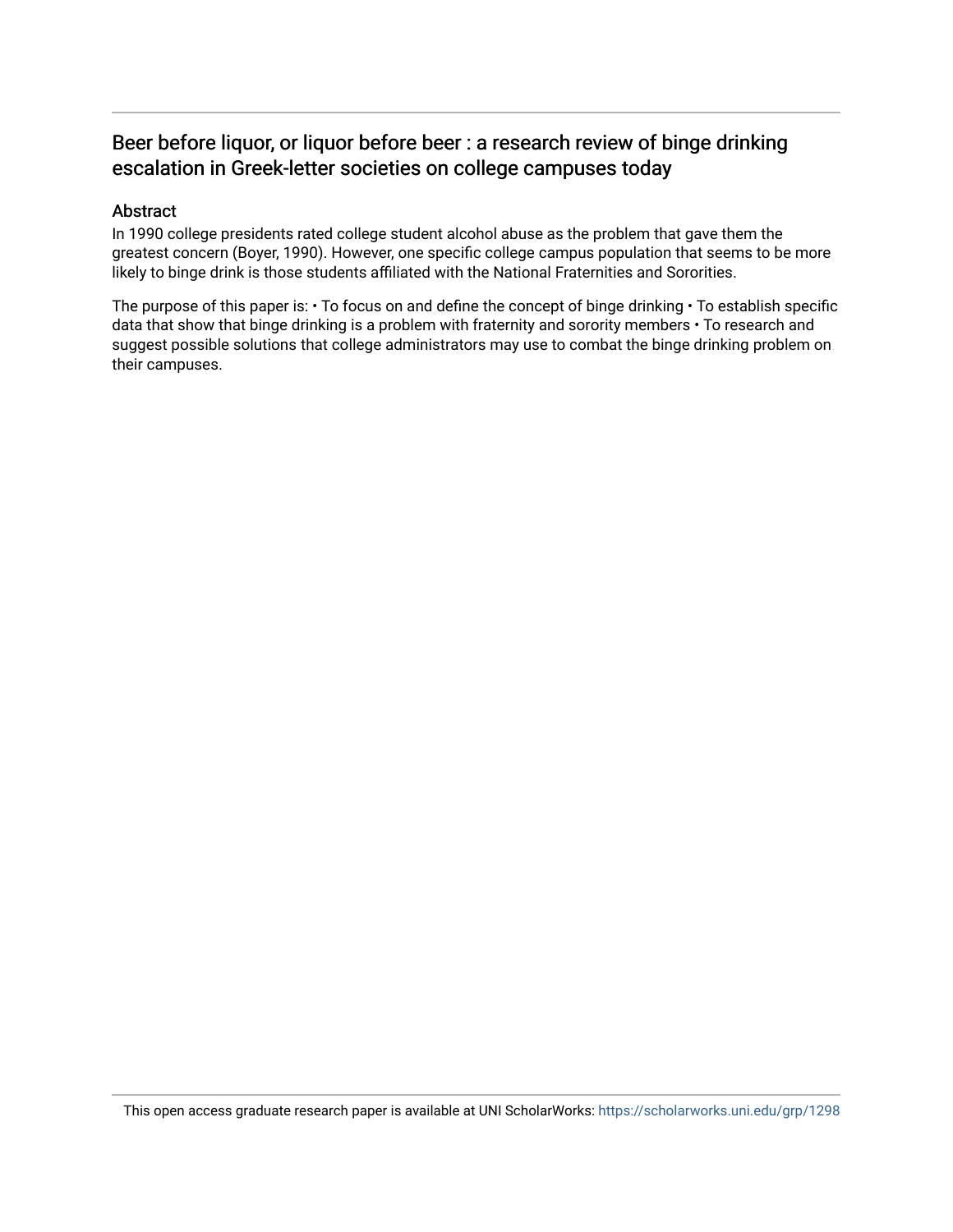## Beer before liquor, or liquor before beer : a research review of binge drinking escalation in Greek-letter societies on college campuses today

### Abstract

In 1990 college presidents rated college student alcohol abuse as the problem that gave them the greatest concern (Boyer, 1990). However, one specific college campus population that seems to be more likely to binge drink is those students affiliated with the National Fraternities and Sororities.

The purpose of this paper is: • To focus on and define the concept of binge drinking • To establish specific data that show that binge drinking is a problem with fraternity and sorority members • To research and suggest possible solutions that college administrators may use to combat the binge drinking problem on their campuses.

This open access graduate research paper is available at UNI ScholarWorks: https://scholarworks.uni.edu/grp/1298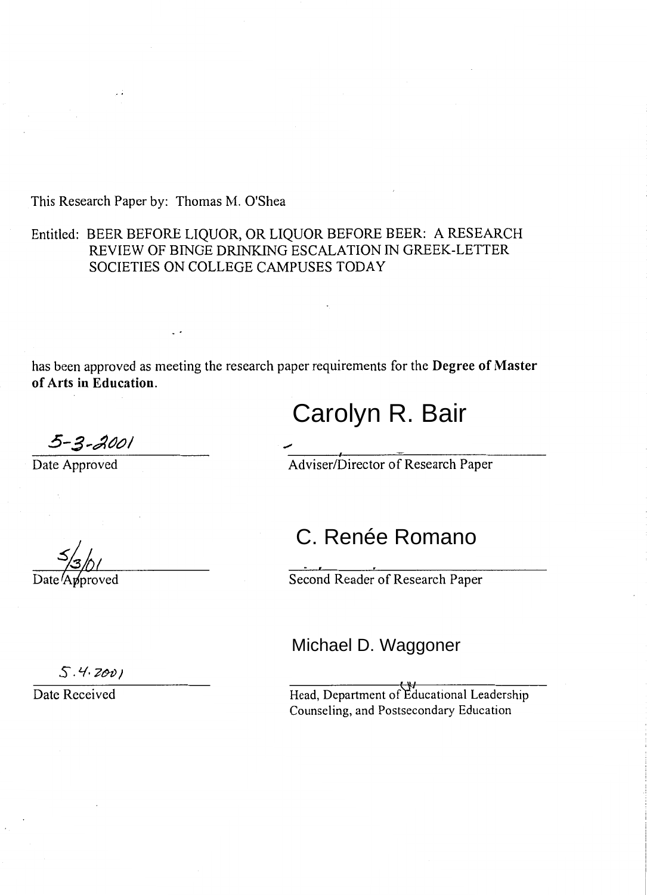This Research Paper by: Thomas M. O'Shea

Entitled: BEER BEFORE LIQUOR, OR LIQUOR BEFORE BEER: A RESEARCH REVIEW OF BINGE DRINKING ESCALATION IN GREEK-LETTER SOCIETIES ON COLLEGE CAMPUSES TODAY

has been approved as meeting the research paper requirements for the **Degree of Master of Arts in Education**.

| | |
|---|---|
| | Carolyn R. Bair |
| 5-3-2001 | |
| Date Approved | Adviser/Director of Research Paper |
| | C. Renée Romano |
| 5/3/01 | |
| Date Approved | Second Reader of Research Paper |
| | Michael D. Waggoner |
| 5.4.2001 | |
| Date Received | Head, Department of Educational Leadership Counseling, and Postsecondary Education |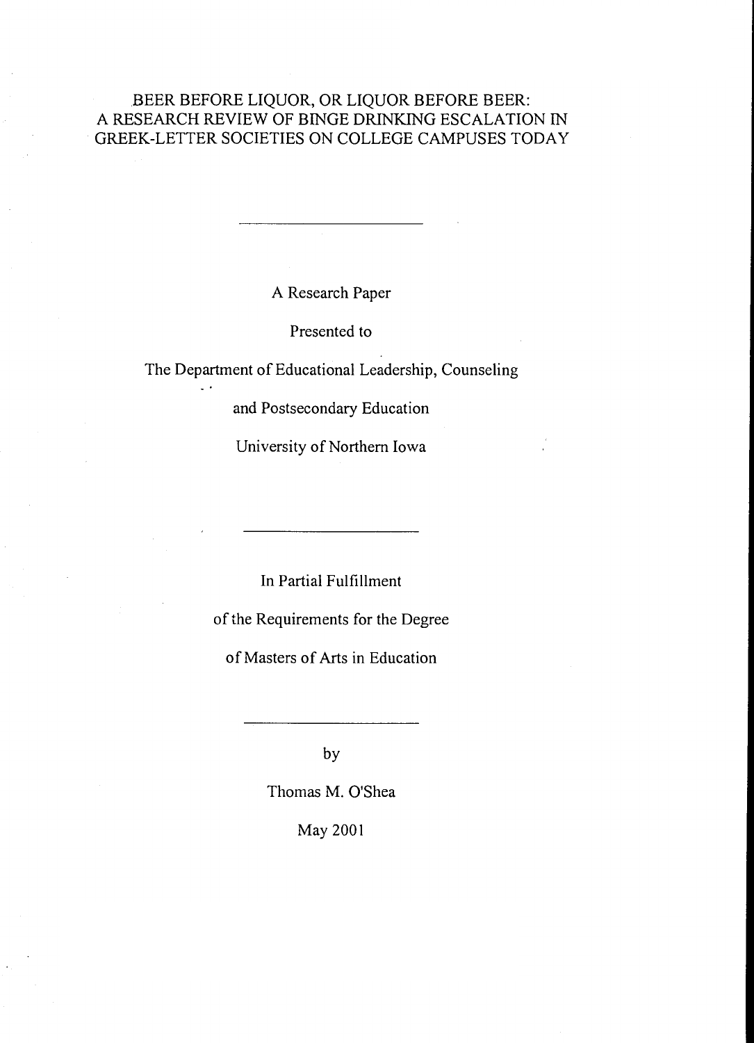# BEER BEFORE LIQUOR, OR LIQUOR BEFORE BEER: A RESEARCH REVIEW OF BINGE DRINKING ESCALATION IN GREEK-LETTER SOCIETIES ON COLLEGE CAMPUSES TODAY

---

A Research Paper

Presented to

The Department of Educational Leadership, Counseling

and Postsecondary Education

University of Northern Iowa

---

In Partial Fulfillment

of the Requirements for the Degree

of Masters of Arts in Education

---

by

Thomas M. O'Shea

May 2001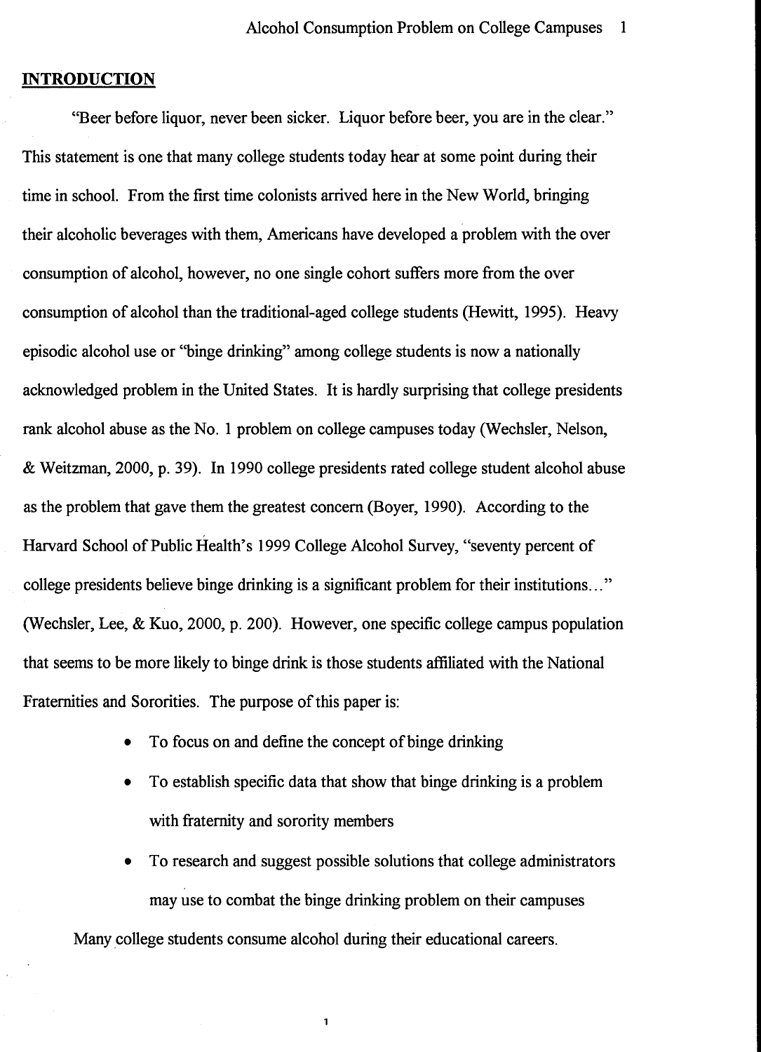## INTRODUCTION

"Beer before liquor, never been sicker. Liquor before beer, you are in the clear." This statement is one that many college students today hear at some point during their time in school. From the first time colonists arrived here in the New World, bringing their alcoholic beverages with them, Americans have developed a problem with the over consumption of alcohol, however, no one single cohort suffers more from the over consumption of alcohol than the traditional-aged college students (Hewitt, 1995). Heavy episodic alcohol use or "binge drinking" among college students is now a nationally acknowledged problem in the United States. It is hardly surprising that college presidents rank alcohol abuse as the No. 1 problem on college campuses today (Wechsler, Nelson, & Weitzman, 2000, p. 39). In 1990 college presidents rated college student alcohol abuse as the problem that gave them the greatest concern (Boyer, 1990). According to the Harvard School of Public Health's 1999 College Alcohol Survey, "seventy percent of college presidents believe binge drinking is a significant problem for their institutions…" (Wechsler, Lee, & Kuo, 2000, p. 200). However, one specific college campus population that seems to be more likely to binge drink is those students affiliated with the National Fraternities and Sororities. The purpose of this paper is:

- To focus on and define the concept of binge drinking
- To establish specific data that show that binge drinking is a problem with fraternity and sorority members
- To research and suggest possible solutions that college administrators may use to combat the binge drinking problem on their campuses

Many college students consume alcohol during their educational careers.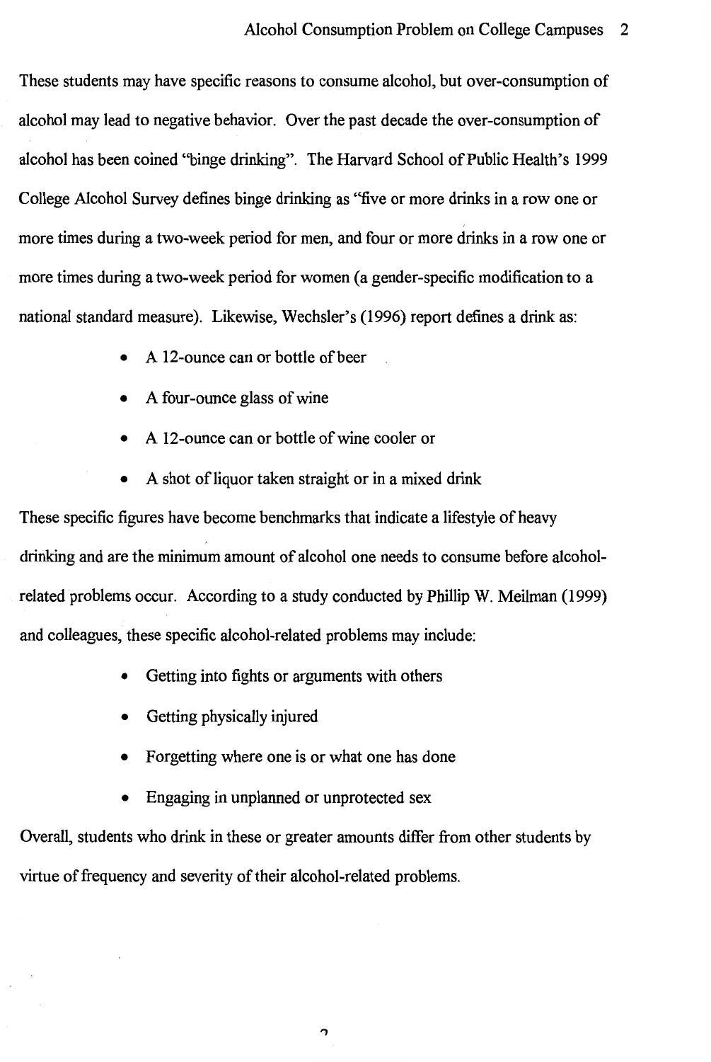These students may have specific reasons to consume alcohol, but over-consumption of alcohol may lead to negative behavior. Over the past decade the over-consumption of alcohol has been coined "binge drinking". The Harvard School of Public Health's 1999 College Alcohol Survey defines binge drinking as "five or more drinks in a row one or more times during a two-week period for men, and four or more drinks in a row one or more times during a two-week period for women (a gender-specific modification to a national standard measure). Likewise, Wechsler's (1996) report defines a drink as:

- A 12-ounce can or bottle of beer
- A four-ounce glass of wine
- A 12-ounce can or bottle of wine cooler or
- A shot of liquor taken straight or in a mixed drink

These specific figures have become benchmarks that indicate a lifestyle of heavy drinking and are the minimum amount of alcohol one needs to consume before alcohol-related problems occur. According to a study conducted by Phillip W. Meilman (1999) and colleagues, these specific alcohol-related problems may include:

- Getting into fights or arguments with others
- Getting physically injured
- Forgetting where one is or what one has done
- Engaging in unplanned or unprotected sex

Overall, students who drink in these or greater amounts differ from other students by virtue of frequency and severity of their alcohol-related problems.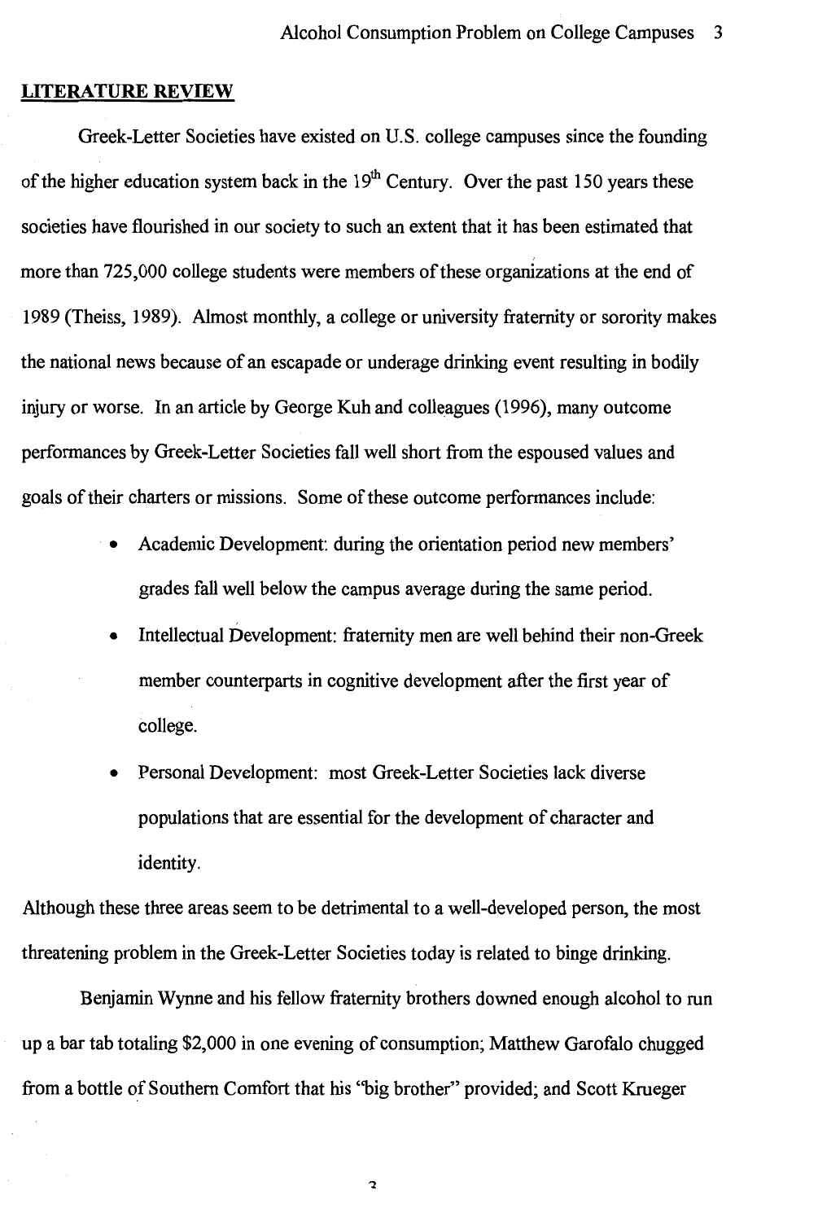## LITERATURE REVIEW

Greek-Letter Societies have existed on U.S. college campuses since the founding of the higher education system back in the 19th Century. Over the past 150 years these societies have flourished in our society to such an extent that it has been estimated that more than 725,000 college students were members of these organizations at the end of 1989 (Theiss, 1989). Almost monthly, a college or university fraternity or sorority makes the national news because of an escapade or underage drinking event resulting in bodily injury or worse. In an article by George Kuh and colleagues (1996), many outcome performances by Greek-Letter Societies fall well short from the espoused values and goals of their charters or missions. Some of these outcome performances include:

- Academic Development: during the orientation period new members' grades fall well below the campus average during the same period.
- Intellectual Development: fraternity men are well behind their non-Greek member counterparts in cognitive development after the first year of college.
- Personal Development: most Greek-Letter Societies lack diverse populations that are essential for the development of character and identity.

Although these three areas seem to be detrimental to a well-developed person, the most threatening problem in the Greek-Letter Societies today is related to binge drinking.

Benjamin Wynne and his fellow fraternity brothers downed enough alcohol to run up a bar tab totaling $2,000 in one evening of consumption; Matthew Garofalo chugged from a bottle of Southern Comfort that his "big brother" provided; and Scott Krueger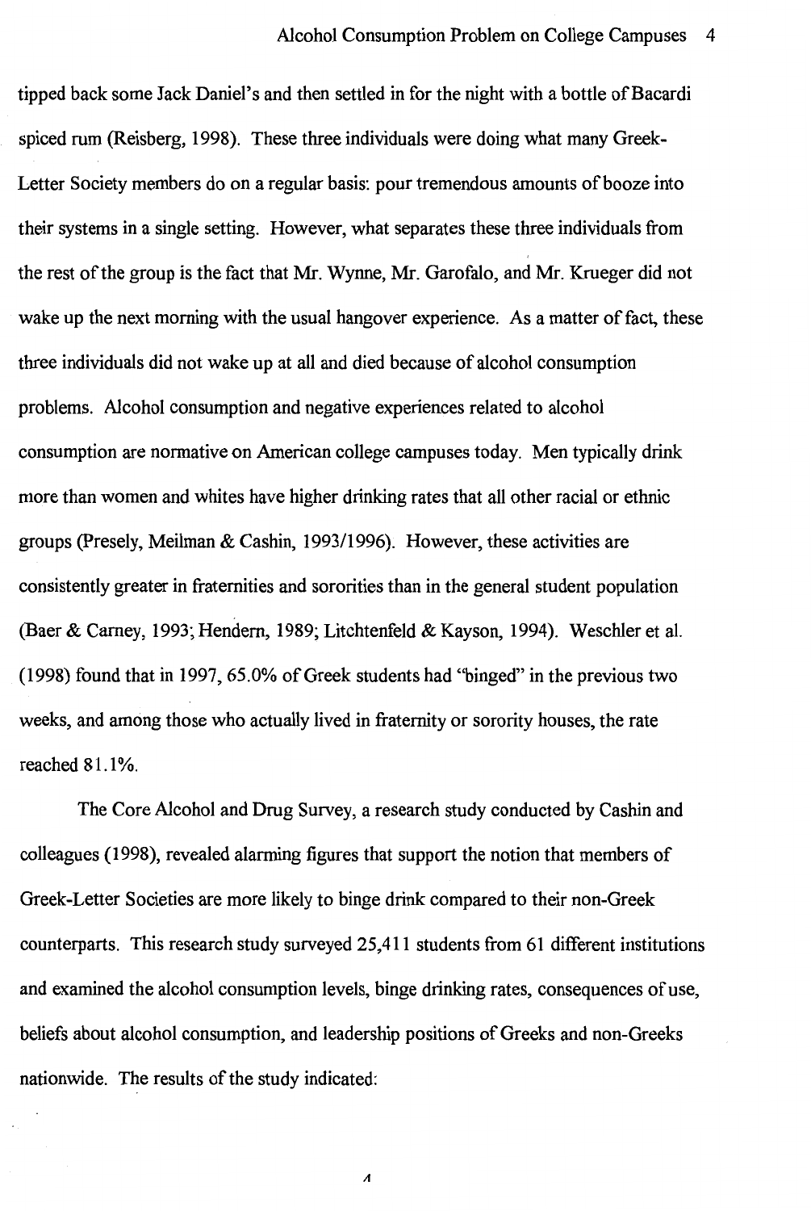tipped back some Jack Daniel's and then settled in for the night with a bottle of Bacardi spiced rum (Reisberg, 1998). These three individuals were doing what many Greek-Letter Society members do on a regular basis: pour tremendous amounts of booze into their systems in a single setting. However, what separates these three individuals from the rest of the group is the fact that Mr. Wynne, Mr. Garofalo, and Mr. Krueger did not wake up the next morning with the usual hangover experience. As a matter of fact, these three individuals did not wake up at all and died because of alcohol consumption problems. Alcohol consumption and negative experiences related to alcohol consumption are normative on American college campuses today. Men typically drink more than women and whites have higher drinking rates that all other racial or ethnic groups (Presely, Meilman & Cashin, 1993/1996). However, these activities are consistently greater in fraternities and sororities than in the general student population (Baer & Carney, 1993; Hendern, 1989; Litchtenfeld & Kayson, 1994). Weschler et al. (1998) found that in 1997, 65.0% of Greek students had "binged" in the previous two weeks, and among those who actually lived in fraternity or sorority houses, the rate reached 81.1%.

The Core Alcohol and Drug Survey, a research study conducted by Cashin and colleagues (1998), revealed alarming figures that support the notion that members of Greek-Letter Societies are more likely to binge drink compared to their non-Greek counterparts. This research study surveyed 25,411 students from 61 different institutions and examined the alcohol consumption levels, binge drinking rates, consequences of use, beliefs about alcohol consumption, and leadership positions of Greeks and non-Greeks nationwide. The results of the study indicated: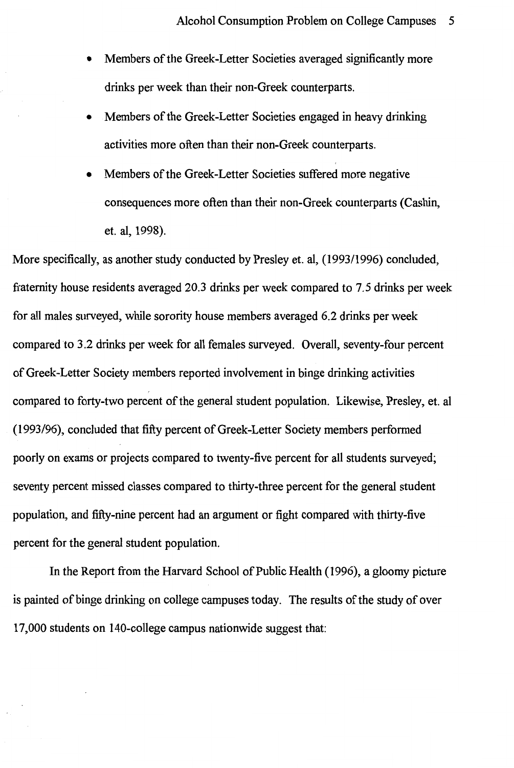- Members of the Greek-Letter Societies averaged significantly more drinks per week than their non-Greek counterparts.
- Members of the Greek-Letter Societies engaged in heavy drinking activities more often than their non-Greek counterparts.
- Members of the Greek-Letter Societies suffered more negative consequences more often than their non-Greek counterparts (Cashin, et. al, 1998).

More specifically, as another study conducted by Presley et. al, (1993/1996) concluded, fraternity house residents averaged 20.3 drinks per week compared to 7.5 drinks per week for all males surveyed, while sorority house members averaged 6.2 drinks per week compared to 3.2 drinks per week for all females surveyed. Overall, seventy-four percent of Greek-Letter Society members reported involvement in binge drinking activities compared to forty-two percent of the general student population. Likewise, Presley, et. al (1993/96), concluded that fifty percent of Greek-Letter Society members performed poorly on exams or projects compared to twenty-five percent for all students surveyed; seventy percent missed classes compared to thirty-three percent for the general student population, and fifty-nine percent had an argument or fight compared with thirty-five percent for the general student population.

In the Report from the Harvard School of Public Health (1996), a gloomy picture is painted of binge drinking on college campuses today. The results of the study of over 17,000 students on 140-college campus nationwide suggest that: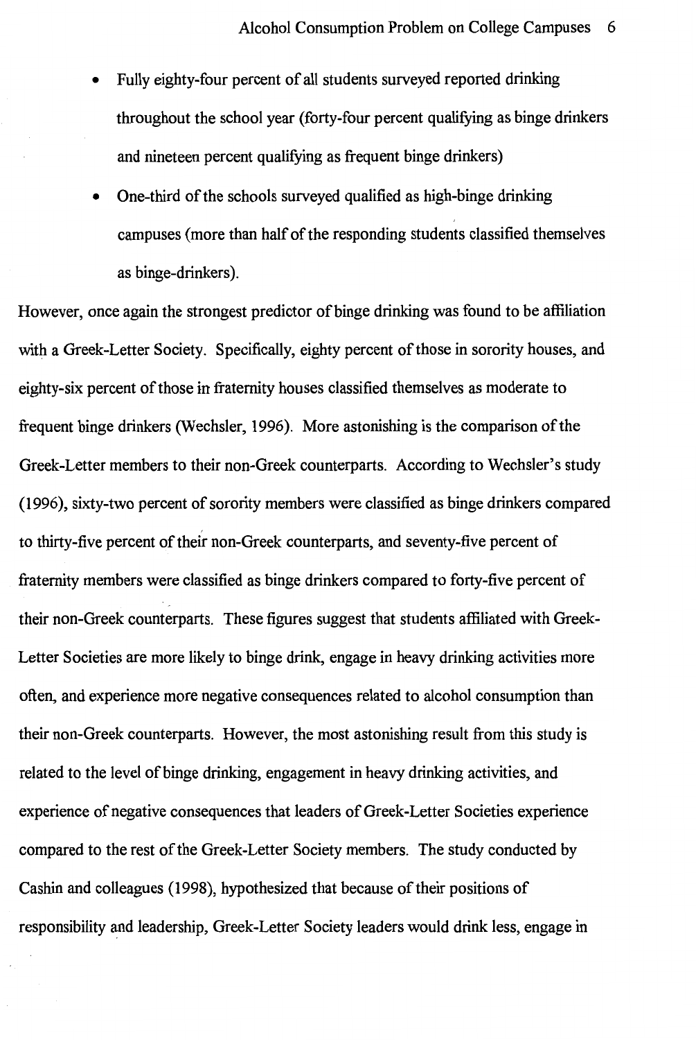- Fully eighty-four percent of all students surveyed reported drinking throughout the school year (forty-four percent qualifying as binge drinkers and nineteen percent qualifying as frequent binge drinkers)
- One-third of the schools surveyed qualified as high-binge drinking campuses (more than half of the responding students classified themselves as binge-drinkers).

However, once again the strongest predictor of binge drinking was found to be affiliation with a Greek-Letter Society. Specifically, eighty percent of those in sorority houses, and eighty-six percent of those in fraternity houses classified themselves as moderate to frequent binge drinkers (Wechsler, 1996). More astonishing is the comparison of the Greek-Letter members to their non-Greek counterparts. According to Wechsler's study (1996), sixty-two percent of sorority members were classified as binge drinkers compared to thirty-five percent of their non-Greek counterparts, and seventy-five percent of fraternity members were classified as binge drinkers compared to forty-five percent of their non-Greek counterparts. These figures suggest that students affiliated with Greek-Letter Societies are more likely to binge drink, engage in heavy drinking activities more often, and experience more negative consequences related to alcohol consumption than their non-Greek counterparts. However, the most astonishing result from this study is related to the level of binge drinking, engagement in heavy drinking activities, and experience of negative consequences that leaders of Greek-Letter Societies experience compared to the rest of the Greek-Letter Society members. The study conducted by Cashin and colleagues (1998), hypothesized that because of their positions of responsibility and leadership, Greek-Letter Society leaders would drink less, engage in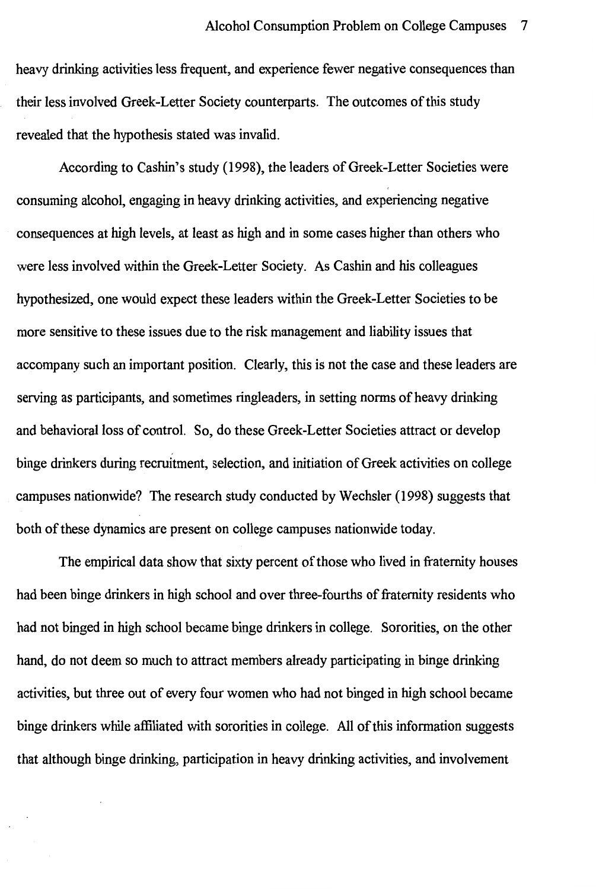heavy drinking activities less frequent, and experience fewer negative consequences than their less involved Greek-Letter Society counterparts. The outcomes of this study revealed that the hypothesis stated was invalid.

According to Cashin's study (1998), the leaders of Greek-Letter Societies were consuming alcohol, engaging in heavy drinking activities, and experiencing negative consequences at high levels, at least as high and in some cases higher than others who were less involved within the Greek-Letter Society. As Cashin and his colleagues hypothesized, one would expect these leaders within the Greek-Letter Societies to be more sensitive to these issues due to the risk management and liability issues that accompany such an important position. Clearly, this is not the case and these leaders are serving as participants, and sometimes ringleaders, in setting norms of heavy drinking and behavioral loss of control. So, do these Greek-Letter Societies attract or develop binge drinkers during recruitment, selection, and initiation of Greek activities on college campuses nationwide? The research study conducted by Wechsler (1998) suggests that both of these dynamics are present on college campuses nationwide today.

The empirical data show that sixty percent of those who lived in fraternity houses had been binge drinkers in high school and over three-fourths of fraternity residents who had not binged in high school became binge drinkers in college. Sororities, on the other hand, do not deem so much to attract members already participating in binge drinking activities, but three out of every four women who had not binged in high school became binge drinkers while affiliated with sororities in college. All of this information suggests that although binge drinking, participation in heavy drinking activities, and involvement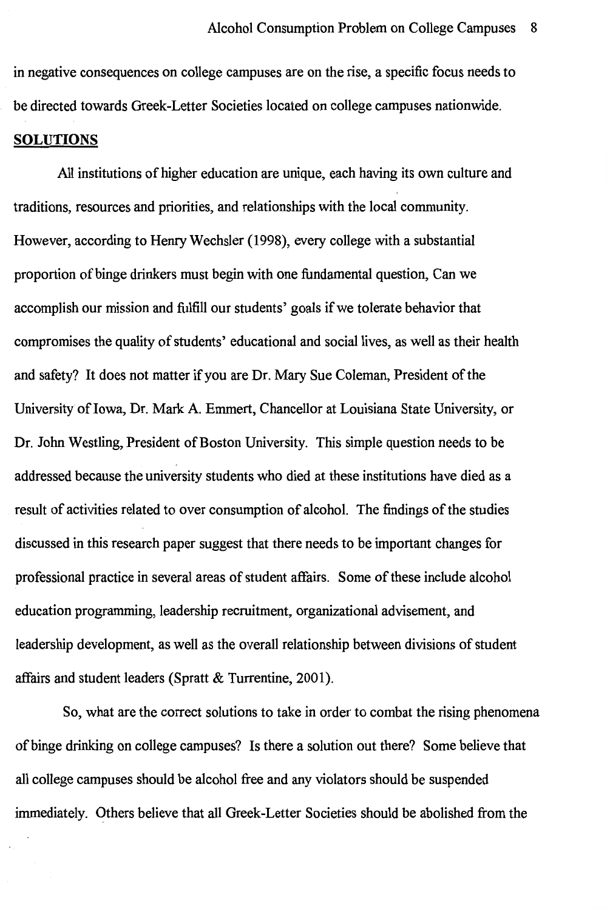in negative consequences on college campuses are on the rise, a specific focus needs to be directed towards Greek-Letter Societies located on college campuses nationwide.

## SOLUTIONS

All institutions of higher education are unique, each having its own culture and traditions, resources and priorities, and relationships with the local community. However, according to Henry Wechsler (1998), every college with a substantial proportion of binge drinkers must begin with one fundamental question, Can we accomplish our mission and fulfill our students' goals if we tolerate behavior that compromises the quality of students' educational and social lives, as well as their health and safety? It does not matter if you are Dr. Mary Sue Coleman, President of the University of Iowa, Dr. Mark A. Emmert, Chancellor at Louisiana State University, or Dr. John Westling, President of Boston University. This simple question needs to be addressed because the university students who died at these institutions have died as a result of activities related to over consumption of alcohol. The findings of the studies discussed in this research paper suggest that there needs to be important changes for professional practice in several areas of student affairs. Some of these include alcohol education programming, leadership recruitment, organizational advisement, and leadership development, as well as the overall relationship between divisions of student affairs and student leaders (Spratt & Turrentine, 2001).

So, what are the correct solutions to take in order to combat the rising phenomena of binge drinking on college campuses? Is there a solution out there? Some believe that all college campuses should be alcohol free and any violators should be suspended immediately. Others believe that all Greek-Letter Societies should be abolished from the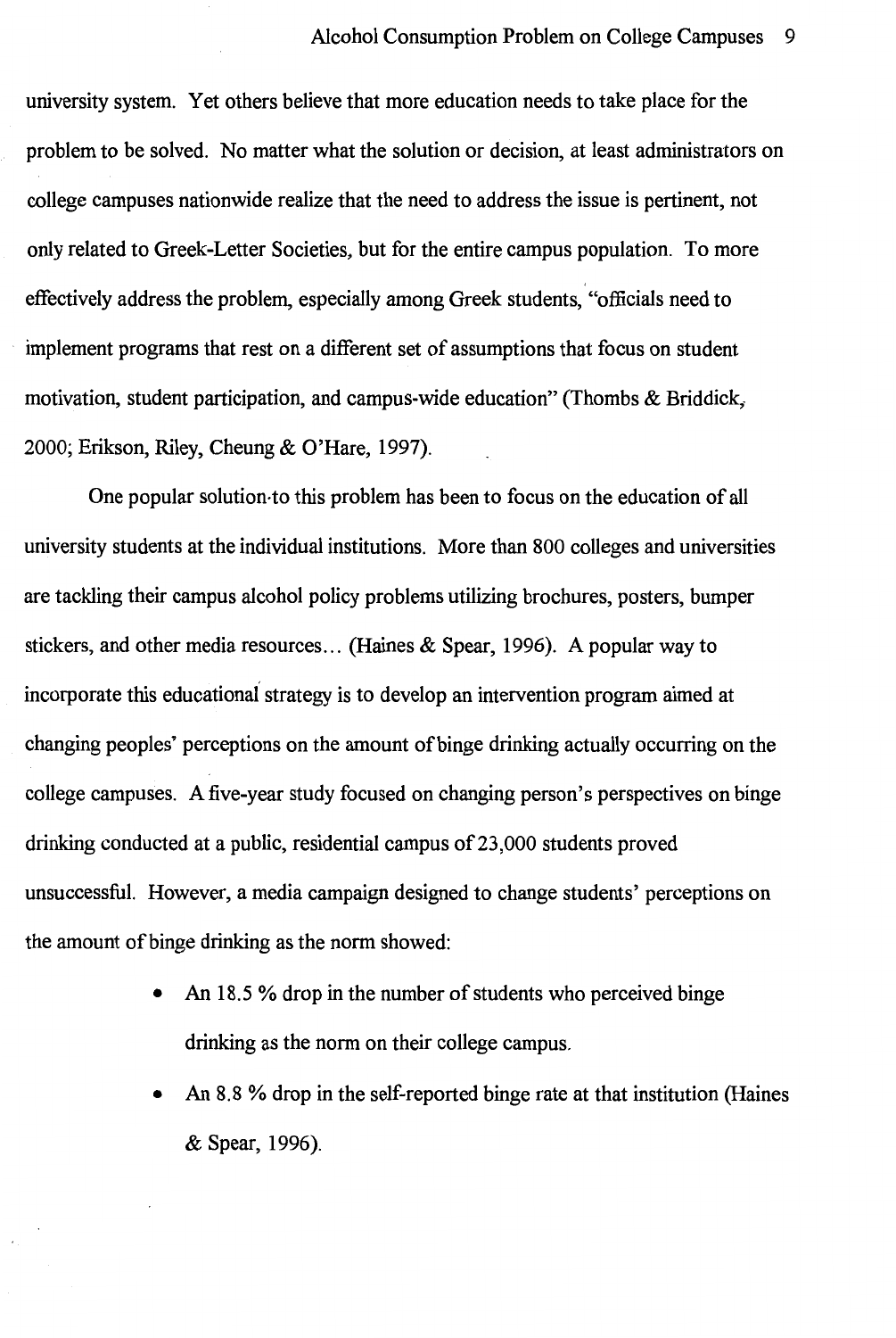university system. Yet others believe that more education needs to take place for the problem to be solved. No matter what the solution or decision, at least administrators on college campuses nationwide realize that the need to address the issue is pertinent, not only related to Greek-Letter Societies, but for the entire campus population. To more effectively address the problem, especially among Greek students, "officials need to implement programs that rest on a different set of assumptions that focus on student motivation, student participation, and campus-wide education" (Thombs & Briddick, 2000; Erikson, Riley, Cheung & O'Hare, 1997).

One popular solution to this problem has been to focus on the education of all university students at the individual institutions. More than 800 colleges and universities are tackling their campus alcohol policy problems utilizing brochures, posters, bumper stickers, and other media resources… (Haines & Spear, 1996). A popular way to incorporate this educational strategy is to develop an intervention program aimed at changing peoples' perceptions on the amount of binge drinking actually occurring on the college campuses. A five-year study focused on changing person's perspectives on binge drinking conducted at a public, residential campus of 23,000 students proved unsuccessful. However, a media campaign designed to change students' perceptions on the amount of binge drinking as the norm showed:

- An 18.5 % drop in the number of students who perceived binge drinking as the norm on their college campus.
- An 8.8 % drop in the self-reported binge rate at that institution (Haines & Spear, 1996).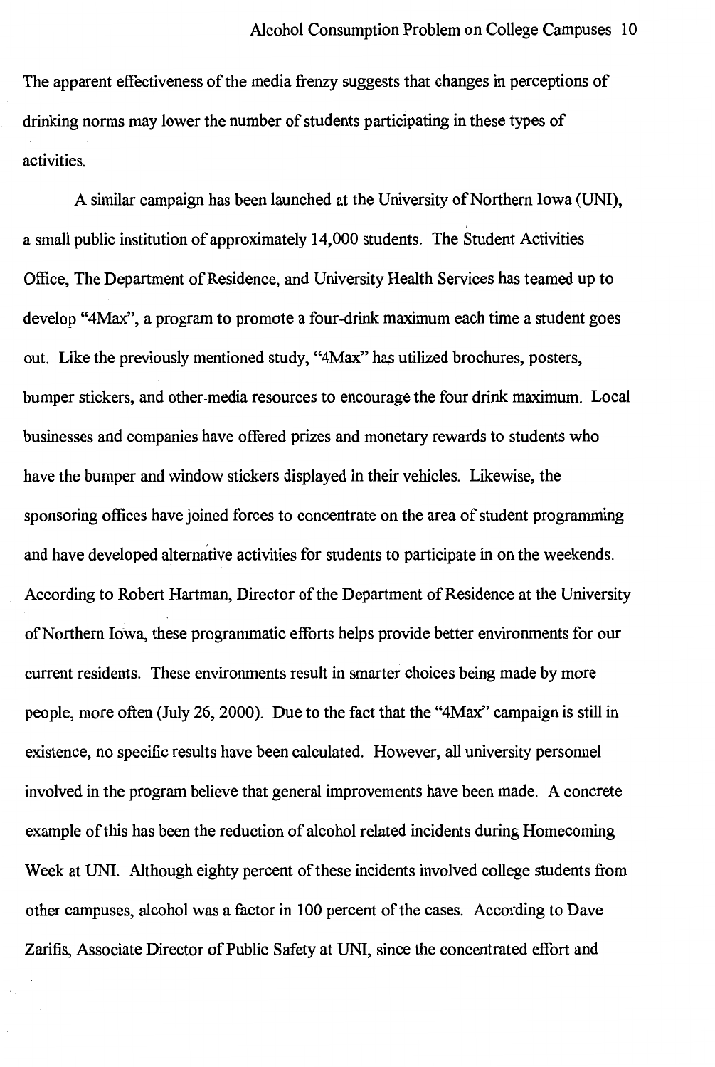The apparent effectiveness of the media frenzy suggests that changes in perceptions of drinking norms may lower the number of students participating in these types of activities.

A similar campaign has been launched at the University of Northern Iowa (UNI), a small public institution of approximately 14,000 students. The Student Activities Office, The Department of Residence, and University Health Services has teamed up to develop "4Max", a program to promote a four-drink maximum each time a student goes out. Like the previously mentioned study, "4Max" has utilized brochures, posters, bumper stickers, and other-media resources to encourage the four drink maximum. Local businesses and companies have offered prizes and monetary rewards to students who have the bumper and window stickers displayed in their vehicles. Likewise, the sponsoring offices have joined forces to concentrate on the area of student programming and have developed alternative activities for students to participate in on the weekends. According to Robert Hartman, Director of the Department of Residence at the University of Northern Iowa, these programmatic efforts helps provide better environments for our current residents. These environments result in smarter choices being made by more people, more often (July 26, 2000). Due to the fact that the "4Max" campaign is still in existence, no specific results have been calculated. However, all university personnel involved in the program believe that general improvements have been made. A concrete example of this has been the reduction of alcohol related incidents during Homecoming Week at UNI. Although eighty percent of these incidents involved college students from other campuses, alcohol was a factor in 100 percent of the cases. According to Dave Zarifis, Associate Director of Public Safety at UNI, since the concentrated effort and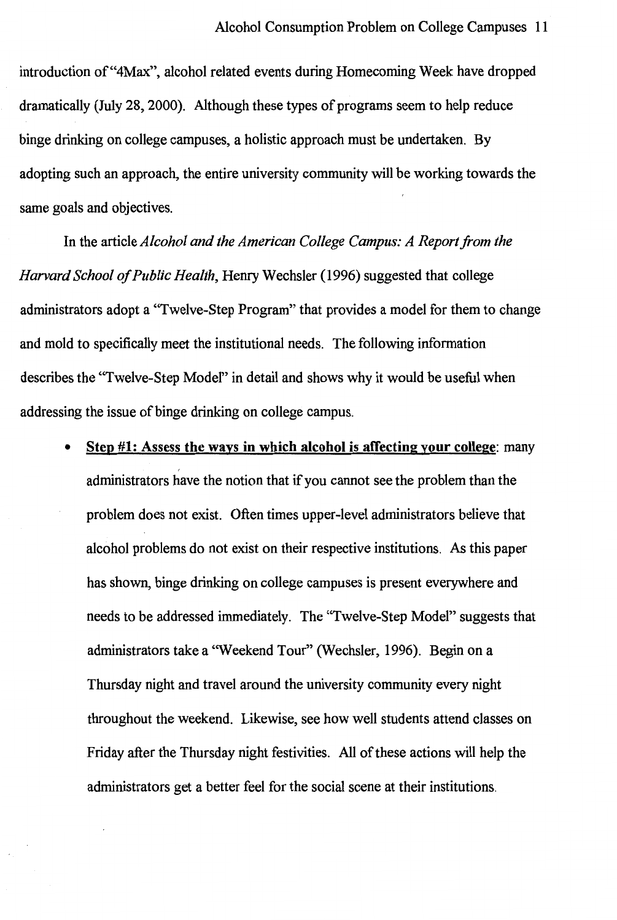introduction of "4Max", alcohol related events during Homecoming Week have dropped dramatically (July 28, 2000). Although these types of programs seem to help reduce binge drinking on college campuses, a holistic approach must be undertaken. By adopting such an approach, the entire university community will be working towards the same goals and objectives.

In the article *Alcohol and the American College Campus: A Report from the Harvard School of Public Health*, Henry Wechsler (1996) suggested that college administrators adopt a "Twelve-Step Program" that provides a model for them to change and mold to specifically meet the institutional needs. The following information describes the "Twelve-Step Model" in detail and shows why it would be useful when addressing the issue of binge drinking on college campus.

- **Step #1: Assess the ways in which alcohol is affecting your college**: many administrators have the notion that if you cannot see the problem than the problem does not exist. Often times upper-level administrators believe that alcohol problems do not exist on their respective institutions. As this paper has shown, binge drinking on college campuses is present everywhere and needs to be addressed immediately. The "Twelve-Step Model" suggests that administrators take a "Weekend Tour" (Wechsler, 1996). Begin on a Thursday night and travel around the university community every night throughout the weekend. Likewise, see how well students attend classes on Friday after the Thursday night festivities. All of these actions will help the administrators get a better feel for the social scene at their institutions.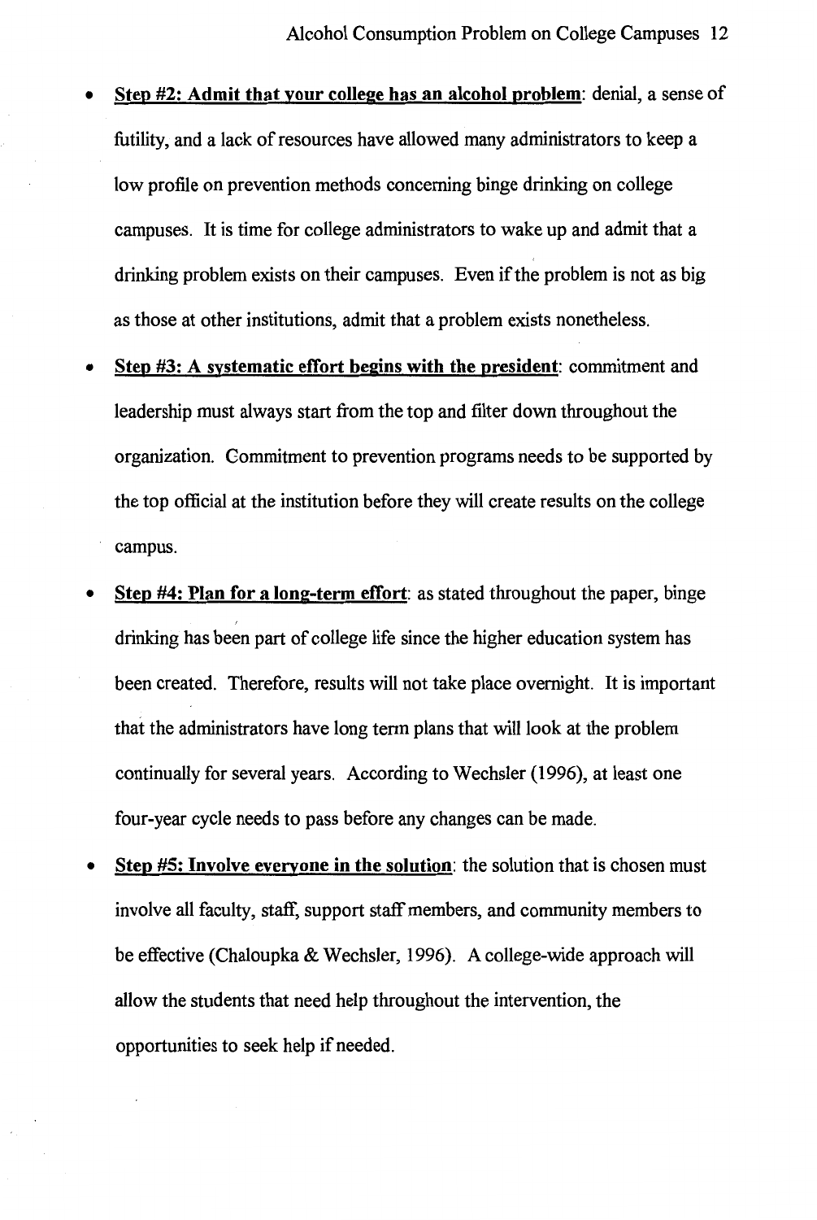- **Step #2: Admit that your college has an alcohol problem**: denial, a sense of futility, and a lack of resources have allowed many administrators to keep a low profile on prevention methods concerning binge drinking on college campuses. It is time for college administrators to wake up and admit that a drinking problem exists on their campuses. Even if the problem is not as big as those at other institutions, admit that a problem exists nonetheless.
- **Step #3: A systematic effort begins with the president**: commitment and leadership must always start from the top and filter down throughout the organization. Commitment to prevention programs needs to be supported by the top official at the institution before they will create results on the college campus.
- **Step #4: Plan for a long-term effort**: as stated throughout the paper, binge drinking has been part of college life since the higher education system has been created. Therefore, results will not take place overnight. It is important that the administrators have long term plans that will look at the problem continually for several years. According to Wechsler (1996), at least one four-year cycle needs to pass before any changes can be made.
- **Step #5: Involve everyone in the solution**: the solution that is chosen must involve all faculty, staff, support staff members, and community members to be effective (Chaloupka & Wechsler, 1996). A college-wide approach will allow the students that need help throughout the intervention, the opportunities to seek help if needed.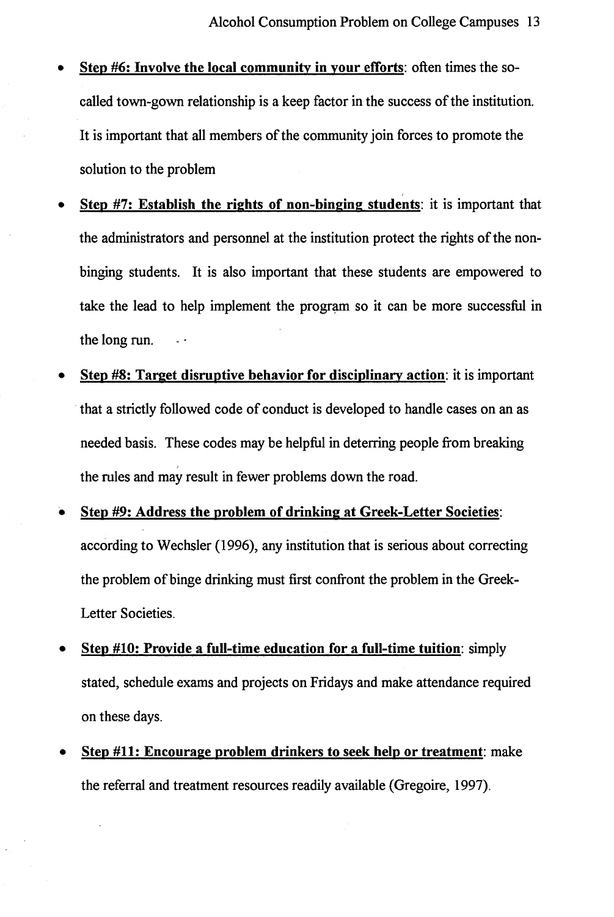- <u>**Step #6: Involve the local community in your efforts**</u>: often times the so-called town-gown relationship is a keep factor in the success of the institution. It is important that all members of the community join forces to promote the solution to the problem

- <u>**Step #7: Establish the rights of non-binging students**</u>: it is important that the administrators and personnel at the institution protect the rights of the non-binging students. It is also important that these students are empowered to take the lead to help implement the program so it can be more successful in the long run.

- <u>**Step #8: Target disruptive behavior for disciplinary action**</u>: it is important that a strictly followed code of conduct is developed to handle cases on an as needed basis. These codes may be helpful in deterring people from breaking the rules and may result in fewer problems down the road.

- <u>**Step #9: Address the problem of drinking at Greek-Letter Societies**</u>: according to Wechsler (1996), any institution that is serious about correcting the problem of binge drinking must first confront the problem in the Greek-Letter Societies.

- <u>**Step #10: Provide a full-time education for a full-time tuition**</u>: simply stated, schedule exams and projects on Fridays and make attendance required on these days.

- <u>**Step #11: Encourage problem drinkers to seek help or treatment**</u>: make the referral and treatment resources readily available (Gregoire, 1997).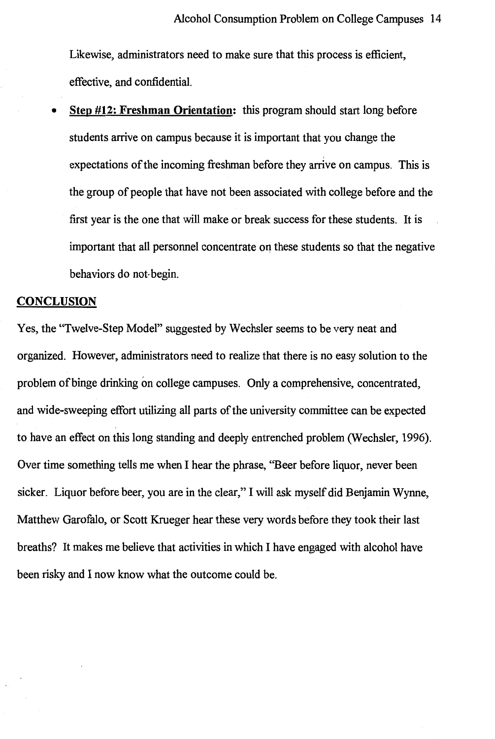Likewise, administrators need to make sure that this process is efficient, effective, and confidential.

- **Step #12: Freshman Orientation:** this program should start long before students arrive on campus because it is important that you change the expectations of the incoming freshman before they arrive on campus. This is the group of people that have not been associated with college before and the first year is the one that will make or break success for these students. It is important that all personnel concentrate on these students so that the negative behaviors do not begin.

## CONCLUSION

Yes, the "Twelve-Step Model" suggested by Wechsler seems to be very neat and organized. However, administrators need to realize that there is no easy solution to the problem of binge drinking on college campuses. Only a comprehensive, concentrated, and wide-sweeping effort utilizing all parts of the university committee can be expected to have an effect on this long standing and deeply entrenched problem (Wechsler, 1996). Over time something tells me when I hear the phrase, "Beer before liquor, never been sicker. Liquor before beer, you are in the clear," I will ask myself did Benjamin Wynne, Matthew Garofalo, or Scott Krueger hear these very words before they took their last breaths? It makes me believe that activities in which I have engaged with alcohol have been risky and I now know what the outcome could be.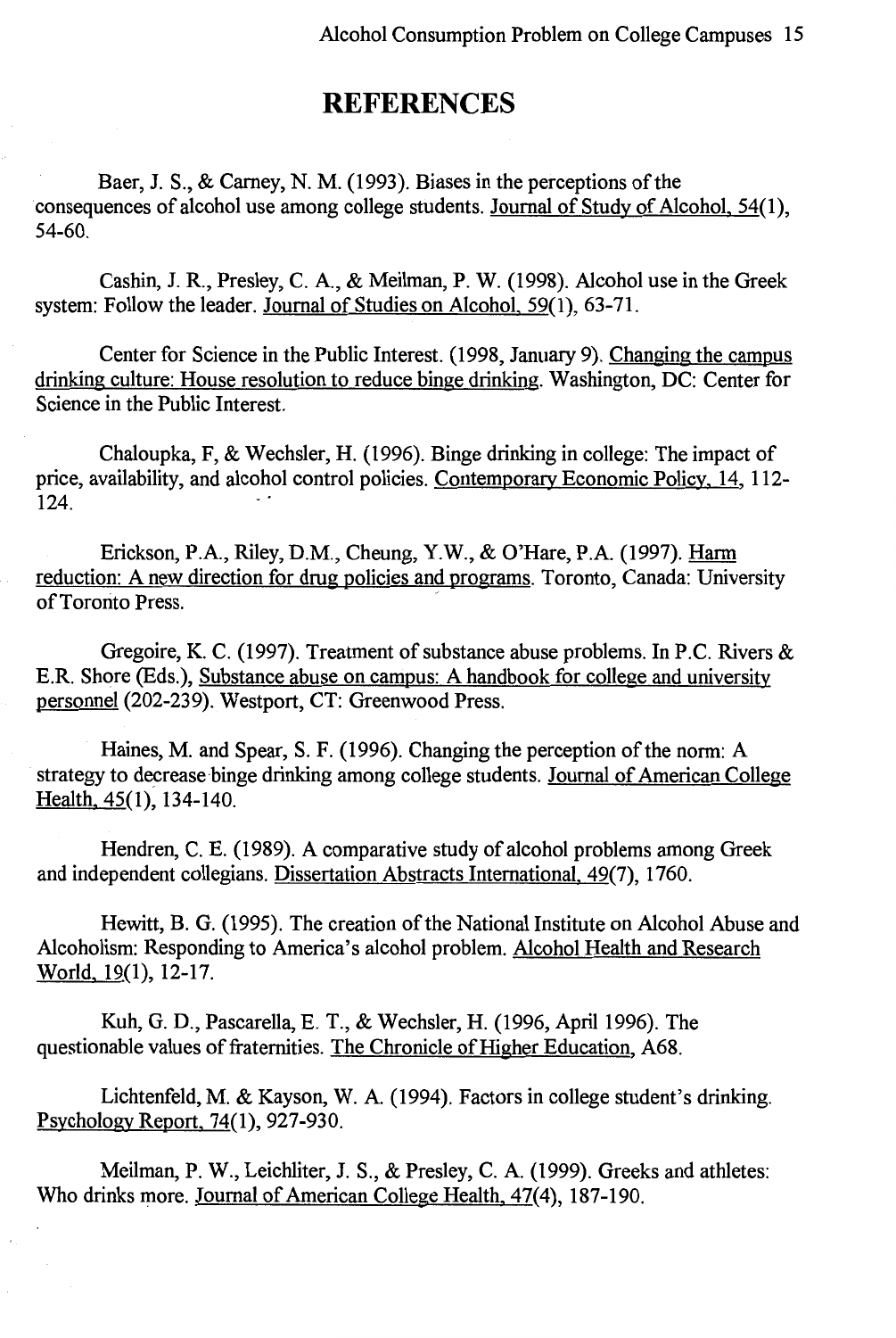# REFERENCES

Baer, J. S., & Carney, N. M. (1993). Biases in the perceptions of the consequences of alcohol use among college students. Journal of Study of Alcohol, 54(1), 54-60.

Cashin, J. R., Presley, C. A., & Meilman, P. W. (1998). Alcohol use in the Greek system: Follow the leader. Journal of Studies on Alcohol, 59(1), 63-71.

Center for Science in the Public Interest. (1998, January 9). Changing the campus drinking culture: House resolution to reduce binge drinking. Washington, DC: Center for Science in the Public Interest.

Chaloupka, F, & Wechsler, H. (1996). Binge drinking in college: The impact of price, availability, and alcohol control policies. Contemporary Economic Policy, 14, 112-124.

Erickson, P.A., Riley, D.M., Cheung, Y.W., & O'Hare, P.A. (1997). Harm reduction: A new direction for drug policies and programs. Toronto, Canada: University of Toronto Press.

Gregoire, K. C. (1997). Treatment of substance abuse problems. In P.C. Rivers & E.R. Shore (Eds.), Substance abuse on campus: A handbook for college and university personnel (202-239). Westport, CT: Greenwood Press.

Haines, M. and Spear, S. F. (1996). Changing the perception of the norm: A strategy to decrease binge drinking among college students. Journal of American College Health, 45(1), 134-140.

Hendren, C. E. (1989). A comparative study of alcohol problems among Greek and independent collegians. Dissertation Abstracts International, 49(7), 1760.

Hewitt, B. G. (1995). The creation of the National Institute on Alcohol Abuse and Alcoholism: Responding to America's alcohol problem. Alcohol Health and Research World, 19(1), 12-17.

Kuh, G. D., Pascarella, E. T., & Wechsler, H. (1996, April 1996). The questionable values of fraternities. The Chronicle of Higher Education, A68.

Lichtenfeld, M. & Kayson, W. A. (1994). Factors in college student's drinking. Psychology Report, 74(1), 927-930.

Meilman, P. W., Leichliter, J. S., & Presley, C. A. (1999). Greeks and athletes: Who drinks more. Journal of American College Health, 47(4), 187-190.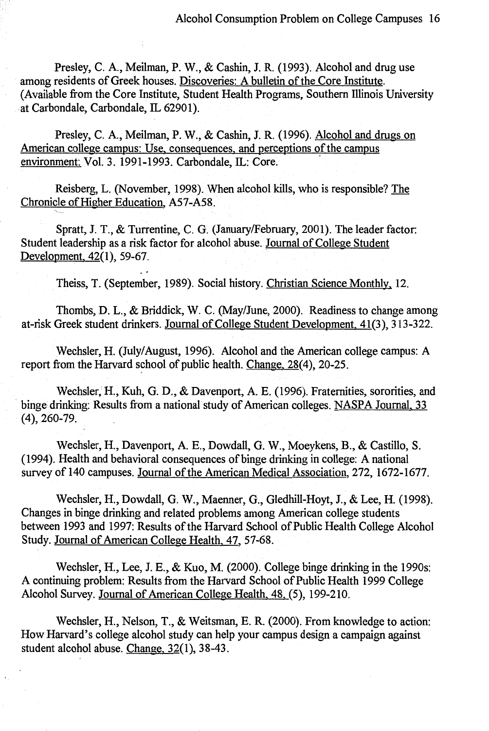Presley, C. A., Meilman, P. W., & Cashin, J. R. (1993). Alcohol and drug use among residents of Greek houses. Discoveries: A bulletin of the Core Institute. (Available from the Core Institute, Student Health Programs, Southern Illinois University at Carbondale, Carbondale, IL 62901).

Presley, C. A., Meilman, P. W., & Cashin, J. R. (1996). Alcohol and drugs on American college campus: Use, consequences, and perceptions of the campus environment: Vol. 3. 1991-1993. Carbondale, IL: Core.

Reisberg, L. (November, 1998). When alcohol kills, who is responsible? The Chronicle of Higher Education, A57-A58.

Spratt, J. T., & Turrentine, C. G. (January/February, 2001). The leader factor: Student leadership as a risk factor for alcohol abuse. Journal of College Student Development, 42(1), 59-67.

Theiss, T. (September, 1989). Social history. Christian Science Monthly, 12.

Thombs, D. L., & Briddick, W. C. (May/June, 2000). Readiness to change among at-risk Greek student drinkers. Journal of College Student Development, 41(3), 313-322.

Wechsler, H. (July/August, 1996). Alcohol and the American college campus: A report from the Harvard school of public health. Change, 28(4), 20-25.

Wechsler, H., Kuh, G. D., & Davenport, A. E. (1996). Fraternities, sororities, and binge drinking: Results from a national study of American colleges. NASPA Journal, 33 (4), 260-79.

Wechsler, H., Davenport, A. E., Dowdall, G. W., Moeykens, B., & Castillo, S. (1994). Health and behavioral consequences of binge drinking in college: A national survey of 140 campuses. Journal of the American Medical Association, 272, 1672-1677.

Wechsler, H., Dowdall, G. W., Maenner, G., Gledhill-Hoyt, J., & Lee, H. (1998). Changes in binge drinking and related problems among American college students between 1993 and 1997: Results of the Harvard School of Public Health College Alcohol Study. Journal of American College Health, 47, 57-68.

Wechsler, H., Lee, J. E., & Kuo, M. (2000). College binge drinking in the 1990s: A continuing problem: Results from the Harvard School of Public Health 1999 College Alcohol Survey. Journal of American College Health, 48, (5), 199-210.

Wechsler, H., Nelson, T., & Weitsman, E. R. (2000). From knowledge to action: How Harvard's college alcohol study can help your campus design a campaign against student alcohol abuse. Change, 32(1), 38-43.